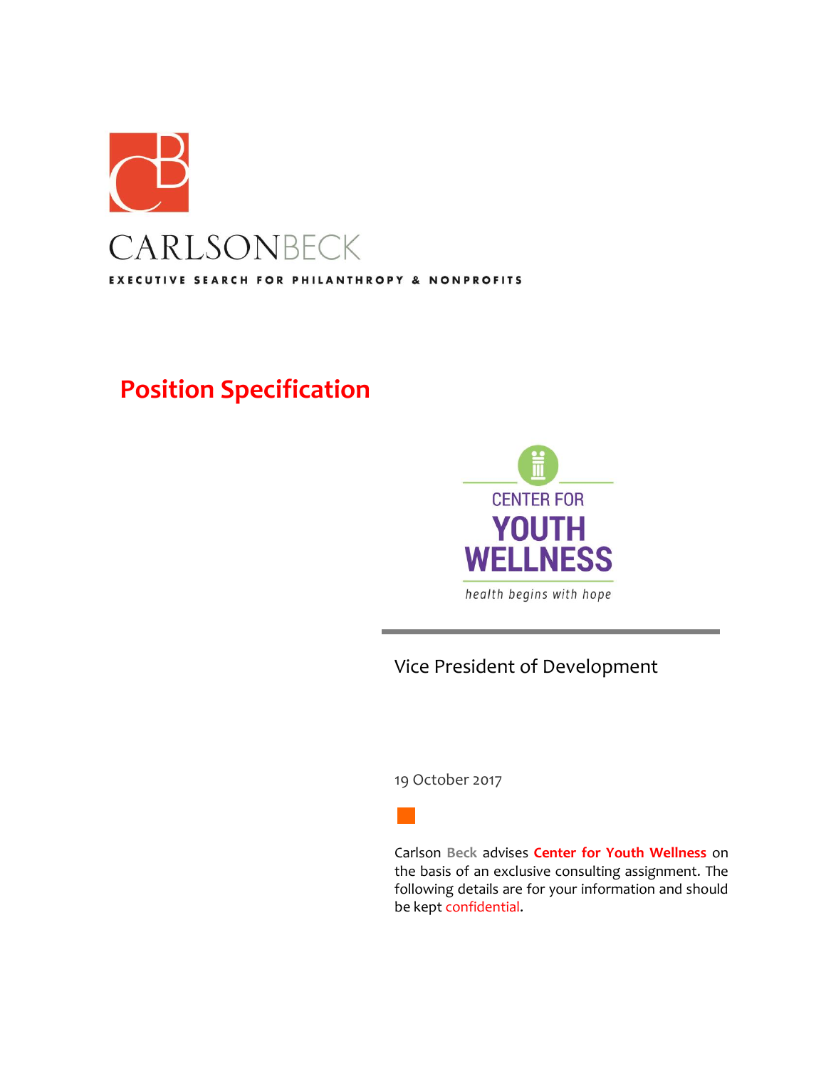CARLSONBECK

EXECUTIVE SEARCH FOR PHILANTHROPY & NONPROFITS

# Position Specification

CENTER FOR YOUTH WELLNESS

*health begins with hope*

## Vice President of Development

19 October 2017

Carlson Beck advises **Center for Youth Wellness** on the basis of an exclusive consulting assignment. The following details are for your information and should be kept confidential.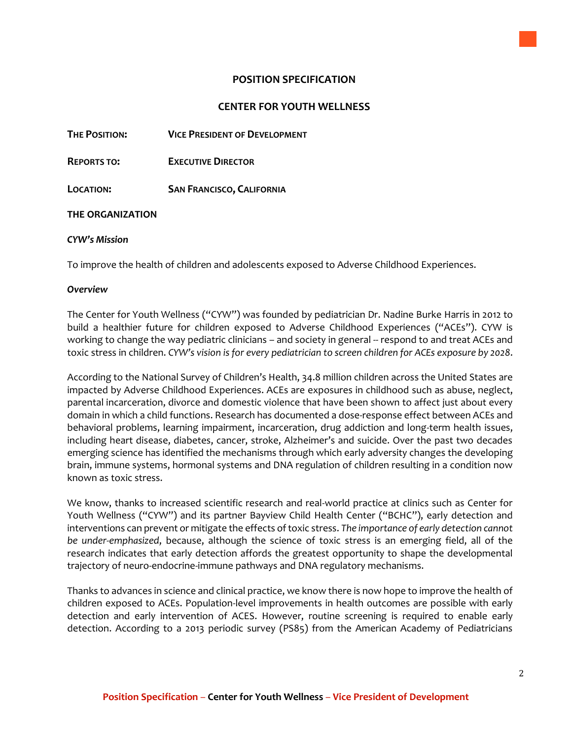## POSITION SPECIFICATION

## CENTER FOR YOUTH WELLNESS

**THE POSITION:** **VICE PRESIDENT OF DEVELOPMENT**

**REPORTS TO:** **EXECUTIVE DIRECTOR**

**LOCATION:** **SAN FRANCISCO, CALIFORNIA**

### THE ORGANIZATION

***CYW's Mission***

To improve the health of children and adolescents exposed to Adverse Childhood Experiences.

***Overview***

The Center for Youth Wellness ("CYW") was founded by pediatrician Dr. Nadine Burke Harris in 2012 to build a healthier future for children exposed to Adverse Childhood Experiences ("ACEs"). CYW is working to change the way pediatric clinicians – and society in general -- respond to and treat ACEs and toxic stress in children. *CYW's vision is for every pediatrician to screen children for ACEs exposure by 2028*.

According to the National Survey of Children's Health, 34.8 million children across the United States are impacted by Adverse Childhood Experiences. ACEs are exposures in childhood such as abuse, neglect, parental incarceration, divorce and domestic violence that have been shown to affect just about every domain in which a child functions. Research has documented a dose-response effect between ACEs and behavioral problems, learning impairment, incarceration, drug addiction and long-term health issues, including heart disease, diabetes, cancer, stroke, Alzheimer's and suicide. Over the past two decades emerging science has identified the mechanisms through which early adversity changes the developing brain, immune systems, hormonal systems and DNA regulation of children resulting in a condition now known as toxic stress.

We know, thanks to increased scientific research and real-world practice at clinics such as Center for Youth Wellness ("CYW") and its partner Bayview Child Health Center ("BCHC"), early detection and interventions can prevent or mitigate the effects of toxic stress. *The importance of early detection cannot be under-emphasized*, because, although the science of toxic stress is an emerging field, all of the research indicates that early detection affords the greatest opportunity to shape the developmental trajectory of neuro-endocrine-immune pathways and DNA regulatory mechanisms.

Thanks to advances in science and clinical practice, we know there is now hope to improve the health of children exposed to ACEs. Population-level improvements in health outcomes are possible with early detection and early intervention of ACES. However, routine screening is required to enable early detection. According to a 2013 periodic survey (PS85) from the American Academy of Pediatricians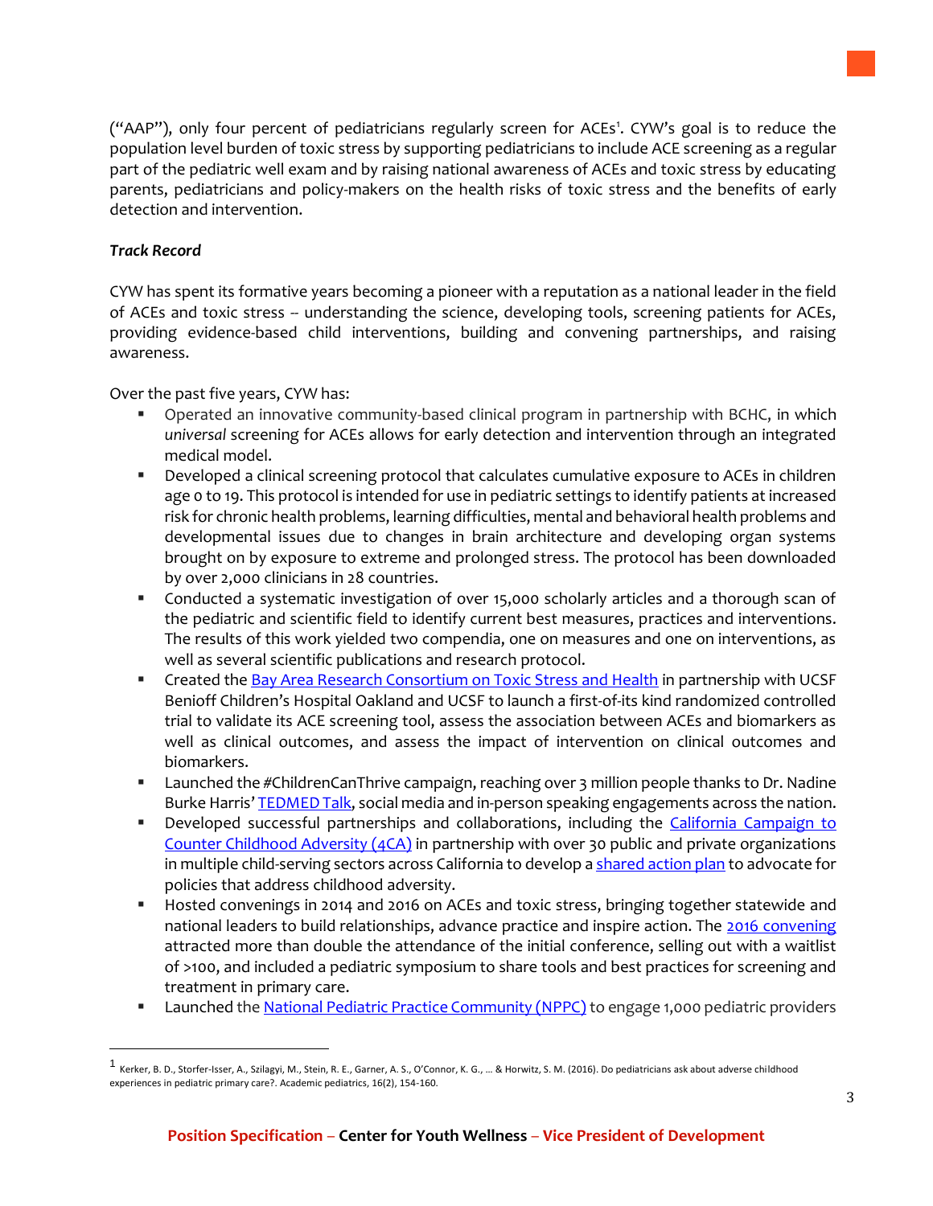("AAP"), only four percent of pediatricians regularly screen for ACEs[1]. CYW's goal is to reduce the population level burden of toxic stress by supporting pediatricians to include ACE screening as a regular part of the pediatric well exam and by raising national awareness of ACEs and toxic stress by educating parents, pediatricians and policy-makers on the health risks of toxic stress and the benefits of early detection and intervention.

***Track Record***

CYW has spent its formative years becoming a pioneer with a reputation as a national leader in the field of ACEs and toxic stress -- understanding the science, developing tools, screening patients for ACEs, providing evidence-based child interventions, building and convening partnerships, and raising awareness.

Over the past five years, CYW has:

- Operated an innovative community-based clinical program in partnership with BCHC, in which *universal* screening for ACEs allows for early detection and intervention through an integrated medical model.
- Developed a clinical screening protocol that calculates cumulative exposure to ACEs in children age 0 to 19. This protocol is intended for use in pediatric settings to identify patients at increased risk for chronic health problems, learning difficulties, mental and behavioral health problems and developmental issues due to changes in brain architecture and developing organ systems brought on by exposure to extreme and prolonged stress. The protocol has been downloaded by over 2,000 clinicians in 28 countries.
- Conducted a systematic investigation of over 15,000 scholarly articles and a thorough scan of the pediatric and scientific field to identify current best measures, practices and interventions. The results of this work yielded two compendia, one on measures and one on interventions, as well as several scientific publications and research protocol.
- Created the Bay Area Research Consortium on Toxic Stress and Health in partnership with UCSF Benioff Children's Hospital Oakland and UCSF to launch a first-of-its kind randomized controlled trial to validate its ACE screening tool, assess the association between ACEs and biomarkers as well as clinical outcomes, and assess the impact of intervention on clinical outcomes and biomarkers.
- Launched the #ChildrenCanThrive campaign, reaching over 3 million people thanks to Dr. Nadine Burke Harris' TEDMED Talk, social media and in-person speaking engagements across the nation.
- Developed successful partnerships and collaborations, including the California Campaign to Counter Childhood Adversity (4CA) in partnership with over 30 public and private organizations in multiple child-serving sectors across California to develop a shared action plan to advocate for policies that address childhood adversity.
- Hosted convenings in 2014 and 2016 on ACEs and toxic stress, bringing together statewide and national leaders to build relationships, advance practice and inspire action. The 2016 convening attracted more than double the attendance of the initial conference, selling out with a waitlist of >100, and included a pediatric symposium to share tools and best practices for screening and treatment in primary care.
- Launched the National Pediatric Practice Community (NPPC) to engage 1,000 pediatric providers

[1] Kerker, B. D., Storfer-Isser, A., Szilagyi, M., Stein, R. E., Garner, A. S., O'Connor, K. G., ... & Horwitz, S. M. (2016). Do pediatricians ask about adverse childhood experiences in pediatric primary care?. Academic pediatrics, 16(2), 154-160.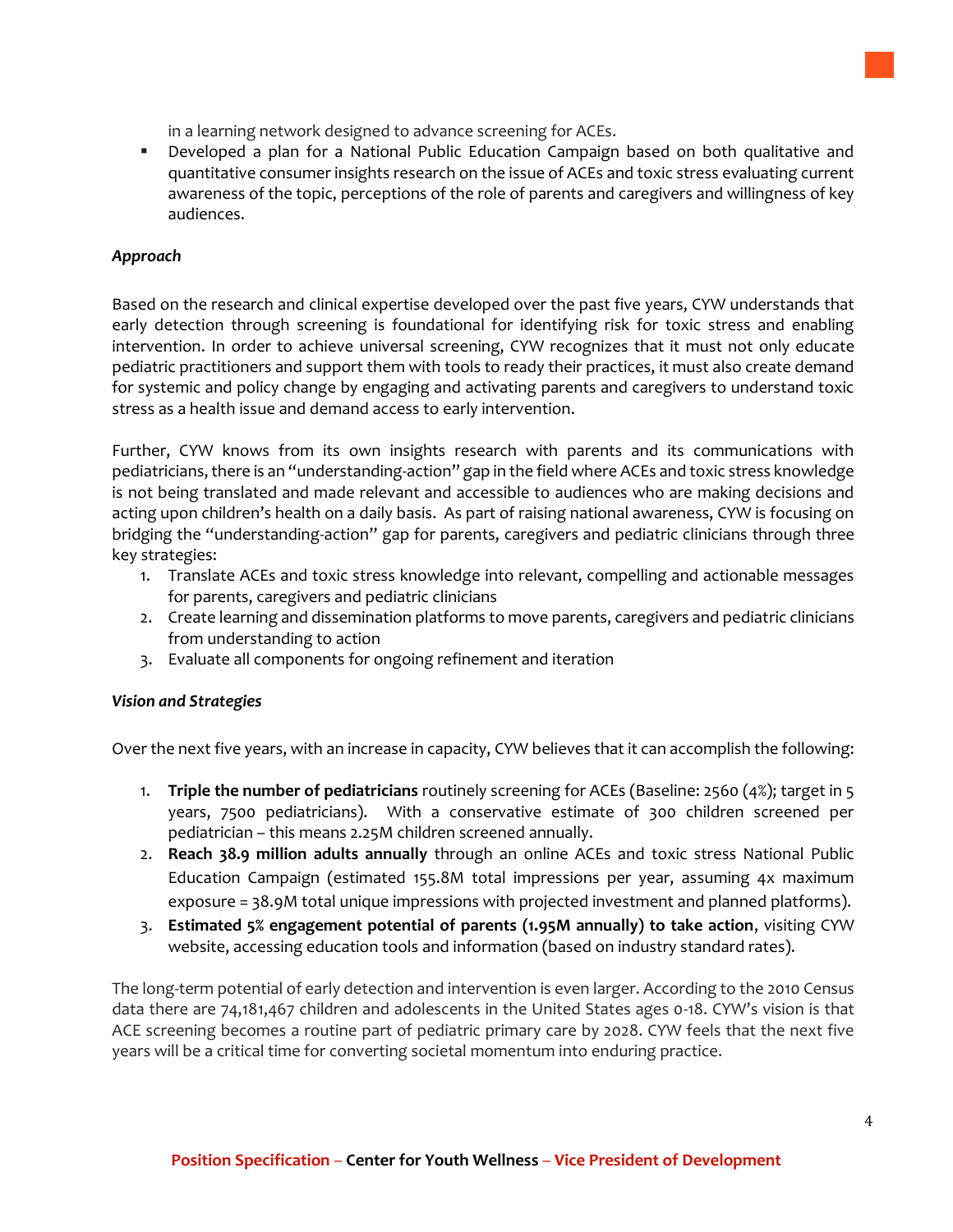in a learning network designed to advance screening for ACEs.

- Developed a plan for a National Public Education Campaign based on both qualitative and quantitative consumer insights research on the issue of ACEs and toxic stress evaluating current awareness of the topic, perceptions of the role of parents and caregivers and willingness of key audiences.

***Approach***

Based on the research and clinical expertise developed over the past five years, CYW understands that early detection through screening is foundational for identifying risk for toxic stress and enabling intervention. In order to achieve universal screening, CYW recognizes that it must not only educate pediatric practitioners and support them with tools to ready their practices, it must also create demand for systemic and policy change by engaging and activating parents and caregivers to understand toxic stress as a health issue and demand access to early intervention.

Further, CYW knows from its own insights research with parents and its communications with pediatricians, there is an "understanding-action" gap in the field where ACEs and toxic stress knowledge is not being translated and made relevant and accessible to audiences who are making decisions and acting upon children's health on a daily basis. As part of raising national awareness, CYW is focusing on bridging the "understanding-action" gap for parents, caregivers and pediatric clinicians through three key strategies:

1. Translate ACEs and toxic stress knowledge into relevant, compelling and actionable messages for parents, caregivers and pediatric clinicians
2. Create learning and dissemination platforms to move parents, caregivers and pediatric clinicians from understanding to action
3. Evaluate all components for ongoing refinement and iteration

***Vision and Strategies***

Over the next five years, with an increase in capacity, CYW believes that it can accomplish the following:

1. **Triple the number of pediatricians** routinely screening for ACEs (Baseline: 2560 (4%); target in 5 years, 7500 pediatricians). With a conservative estimate of 300 children screened per pediatrician – this means 2.25M children screened annually.
2. **Reach 38.9 million adults annually** through an online ACEs and toxic stress National Public Education Campaign (estimated 155.8M total impressions per year, assuming 4x maximum exposure = 38.9M total unique impressions with projected investment and planned platforms).
3. **Estimated 5% engagement potential of parents (1.95M annually) to take action**, visiting CYW website, accessing education tools and information (based on industry standard rates).

The long-term potential of early detection and intervention is even larger. According to the 2010 Census data there are 74,181,467 children and adolescents in the United States ages 0-18. CYW's vision is that ACE screening becomes a routine part of pediatric primary care by 2028. CYW feels that the next five years will be a critical time for converting societal momentum into enduring practice.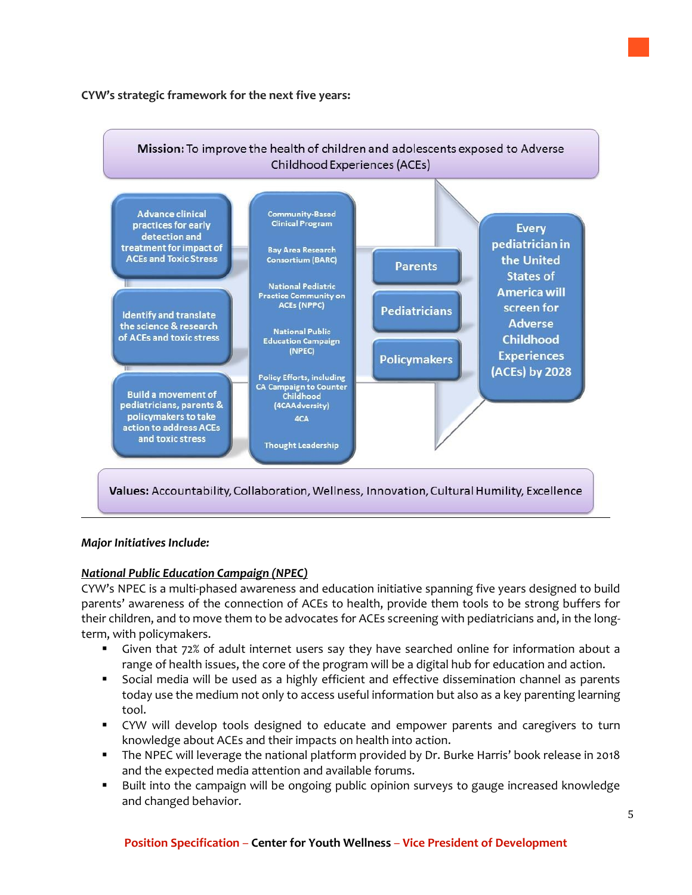**CYW's strategic framework for the next five years:**

**Mission:** To improve the health of children and adolescents exposed to Adverse Childhood Experiences (ACEs)

Advance clinical practices for early detection and treatment for impact of ACEs and Toxic Stress

Identify and translate the science & research of ACEs and toxic stress

Build a movement of pediatricians, parents & policymakers to take action to address ACEs and toxic stress

Community-Based Clinical Program

Bay Area Research Consortium (BARC)

National Pediatric Practice Community on ACEs (NPPC)

National Public Education Campaign (NPEC)

Policy Efforts, including CA Campaign to Counter Childhood (4CAAdversity) 4CA

Thought Leadership

Parents

Pediatricians

Policymakers

Every pediatrician in the United States of America will screen for Adverse Childhood Experiences (ACEs) by 2028

**Values:** Accountability, Collaboration, Wellness, Innovation, Cultural Humility, Excellence

---

***Major Initiatives Include:***

***National Public Education Campaign (NPEC)***

CYW's NPEC is a multi-phased awareness and education initiative spanning five years designed to build parents' awareness of the connection of ACEs to health, provide them tools to be strong buffers for their children, and to move them to be advocates for ACEs screening with pediatricians and, in the long-term, with policymakers.

- Given that 72% of adult internet users say they have searched online for information about a range of health issues, the core of the program will be a digital hub for education and action.
- Social media will be used as a highly efficient and effective dissemination channel as parents today use the medium not only to access useful information but also as a key parenting learning tool.
- CYW will develop tools designed to educate and empower parents and caregivers to turn knowledge about ACEs and their impacts on health into action.
- The NPEC will leverage the national platform provided by Dr. Burke Harris' book release in 2018 and the expected media attention and available forums.
- Built into the campaign will be ongoing public opinion surveys to gauge increased knowledge and changed behavior.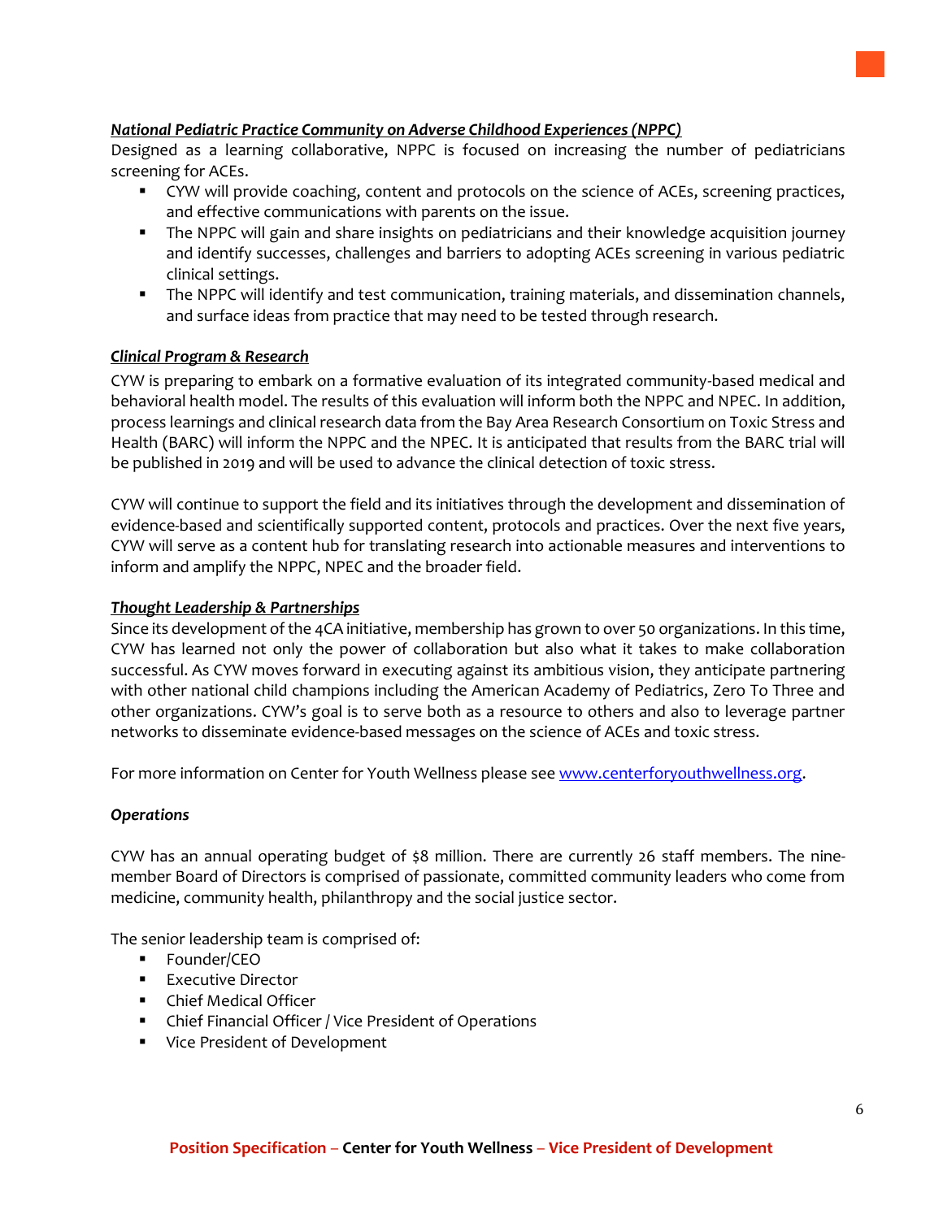***National Pediatric Practice Community on Adverse Childhood Experiences (NPPC)***

Designed as a learning collaborative, NPPC is focused on increasing the number of pediatricians screening for ACEs.

- CYW will provide coaching, content and protocols on the science of ACEs, screening practices, and effective communications with parents on the issue.
- The NPPC will gain and share insights on pediatricians and their knowledge acquisition journey and identify successes, challenges and barriers to adopting ACEs screening in various pediatric clinical settings.
- The NPPC will identify and test communication, training materials, and dissemination channels, and surface ideas from practice that may need to be tested through research.

***Clinical Program & Research***

CYW is preparing to embark on a formative evaluation of its integrated community-based medical and behavioral health model. The results of this evaluation will inform both the NPPC and NPEC. In addition, process learnings and clinical research data from the Bay Area Research Consortium on Toxic Stress and Health (BARC) will inform the NPPC and the NPEC. It is anticipated that results from the BARC trial will be published in 2019 and will be used to advance the clinical detection of toxic stress.

CYW will continue to support the field and its initiatives through the development and dissemination of evidence-based and scientifically supported content, protocols and practices. Over the next five years, CYW will serve as a content hub for translating research into actionable measures and interventions to inform and amplify the NPPC, NPEC and the broader field.

***Thought Leadership & Partnerships***

Since its development of the 4CA initiative, membership has grown to over 50 organizations. In this time, CYW has learned not only the power of collaboration but also what it takes to make collaboration successful. As CYW moves forward in executing against its ambitious vision, they anticipate partnering with other national child champions including the American Academy of Pediatrics, Zero To Three and other organizations. CYW's goal is to serve both as a resource to others and also to leverage partner networks to disseminate evidence-based messages on the science of ACEs and toxic stress.

For more information on Center for Youth Wellness please see www.centerforyouthwellness.org.

***Operations***

CYW has an annual operating budget of $8 million. There are currently 26 staff members. The nine-member Board of Directors is comprised of passionate, committed community leaders who come from medicine, community health, philanthropy and the social justice sector.

The senior leadership team is comprised of:

- Founder/CEO
- Executive Director
- Chief Medical Officer
- Chief Financial Officer / Vice President of Operations
- Vice President of Development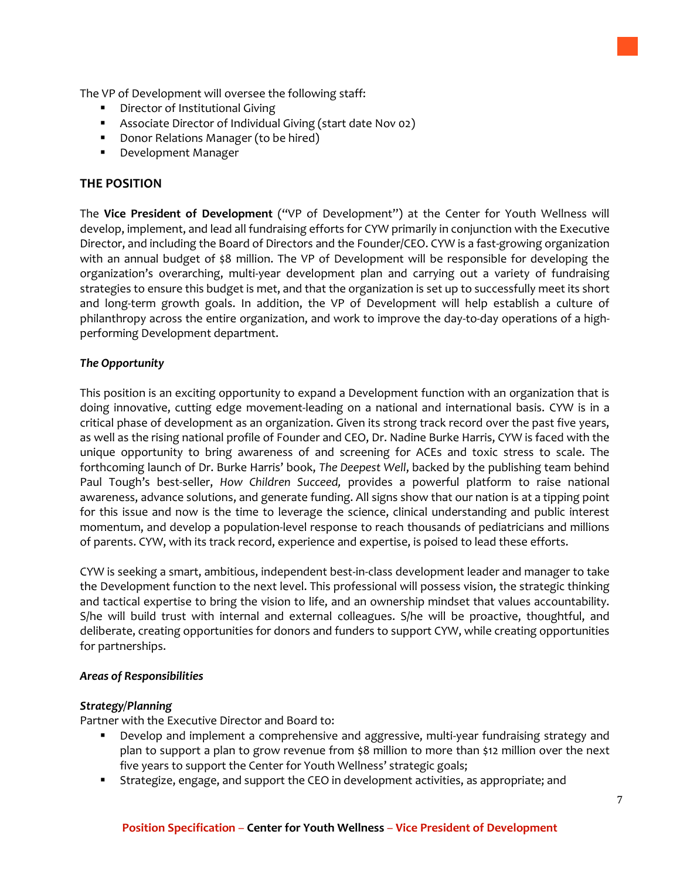The VP of Development will oversee the following staff:

- Director of Institutional Giving
- Associate Director of Individual Giving (start date Nov 02)
- Donor Relations Manager (to be hired)
- Development Manager

## THE POSITION

The **Vice President of Development** ("VP of Development") at the Center for Youth Wellness will develop, implement, and lead all fundraising efforts for CYW primarily in conjunction with the Executive Director, and including the Board of Directors and the Founder/CEO. CYW is a fast-growing organization with an annual budget of $8 million. The VP of Development will be responsible for developing the organization's overarching, multi-year development plan and carrying out a variety of fundraising strategies to ensure this budget is met, and that the organization is set up to successfully meet its short and long-term growth goals. In addition, the VP of Development will help establish a culture of philanthropy across the entire organization, and work to improve the day-to-day operations of a high-performing Development department.

***The Opportunity***

This position is an exciting opportunity to expand a Development function with an organization that is doing innovative, cutting edge movement-leading on a national and international basis. CYW is in a critical phase of development as an organization. Given its strong track record over the past five years, as well as the rising national profile of Founder and CEO, Dr. Nadine Burke Harris, CYW is faced with the unique opportunity to bring awareness of and screening for ACEs and toxic stress to scale. The forthcoming launch of Dr. Burke Harris' book, *The Deepest Well*, backed by the publishing team behind Paul Tough's best-seller, *How Children Succeed,* provides a powerful platform to raise national awareness, advance solutions, and generate funding. All signs show that our nation is at a tipping point for this issue and now is the time to leverage the science, clinical understanding and public interest momentum, and develop a population-level response to reach thousands of pediatricians and millions of parents. CYW, with its track record, experience and expertise, is poised to lead these efforts.

CYW is seeking a smart, ambitious, independent best-in-class development leader and manager to take the Development function to the next level. This professional will possess vision, the strategic thinking and tactical expertise to bring the vision to life, and an ownership mindset that values accountability. S/he will build trust with internal and external colleagues. S/he will be proactive, thoughtful, and deliberate, creating opportunities for donors and funders to support CYW, while creating opportunities for partnerships.

***Areas of Responsibilities***

***Strategy/Planning***

Partner with the Executive Director and Board to:

- Develop and implement a comprehensive and aggressive, multi-year fundraising strategy and plan to support a plan to grow revenue from $8 million to more than $12 million over the next five years to support the Center for Youth Wellness' strategic goals;
- Strategize, engage, and support the CEO in development activities, as appropriate; and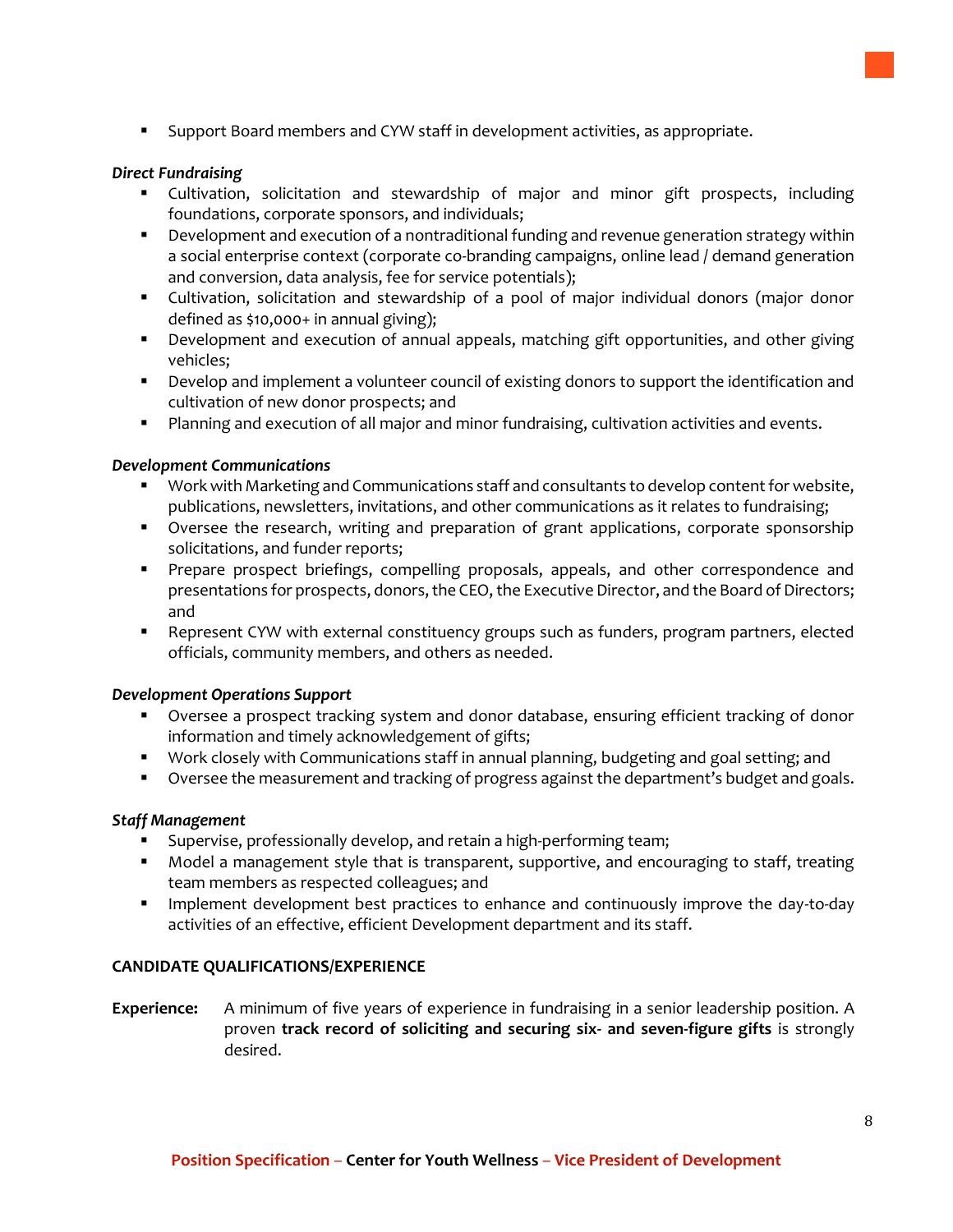- Support Board members and CYW staff in development activities, as appropriate.

***Direct Fundraising***

- Cultivation, solicitation and stewardship of major and minor gift prospects, including foundations, corporate sponsors, and individuals;
- Development and execution of a nontraditional funding and revenue generation strategy within a social enterprise context (corporate co-branding campaigns, online lead / demand generation and conversion, data analysis, fee for service potentials);
- Cultivation, solicitation and stewardship of a pool of major individual donors (major donor defined as $10,000+ in annual giving);
- Development and execution of annual appeals, matching gift opportunities, and other giving vehicles;
- Develop and implement a volunteer council of existing donors to support the identification and cultivation of new donor prospects; and
- Planning and execution of all major and minor fundraising, cultivation activities and events.

***Development Communications***

- Work with Marketing and Communications staff and consultants to develop content for website, publications, newsletters, invitations, and other communications as it relates to fundraising;
- Oversee the research, writing and preparation of grant applications, corporate sponsorship solicitations, and funder reports;
- Prepare prospect briefings, compelling proposals, appeals, and other correspondence and presentations for prospects, donors, the CEO, the Executive Director, and the Board of Directors; and
- Represent CYW with external constituency groups such as funders, program partners, elected officials, community members, and others as needed.

***Development Operations Support***

- Oversee a prospect tracking system and donor database, ensuring efficient tracking of donor information and timely acknowledgement of gifts;
- Work closely with Communications staff in annual planning, budgeting and goal setting; and
- Oversee the measurement and tracking of progress against the department's budget and goals.

***Staff Management***

- Supervise, professionally develop, and retain a high-performing team;
- Model a management style that is transparent, supportive, and encouraging to staff, treating team members as respected colleagues; and
- Implement development best practices to enhance and continuously improve the day-to-day activities of an effective, efficient Development department and its staff.

**CANDIDATE QUALIFICATIONS/EXPERIENCE**

**Experience:** A minimum of five years of experience in fundraising in a senior leadership position. A proven **track record of soliciting and securing six- and seven-figure gifts** is strongly desired.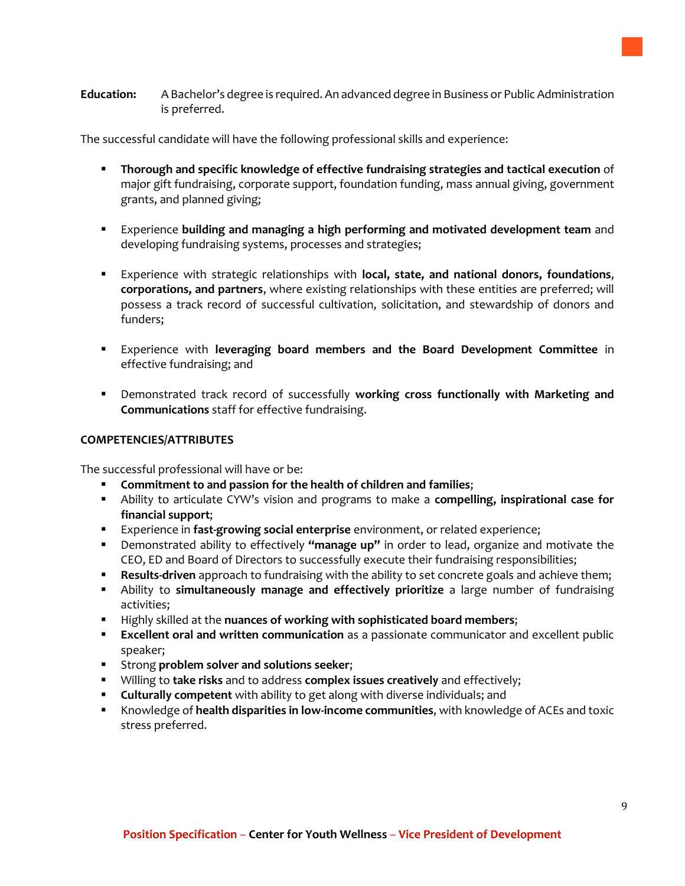**Education:** A Bachelor's degree is required. An advanced degree in Business or Public Administration is preferred.

The successful candidate will have the following professional skills and experience:

- **Thorough and specific knowledge of effective fundraising strategies and tactical execution** of major gift fundraising, corporate support, foundation funding, mass annual giving, government grants, and planned giving;

- Experience **building and managing a high performing and motivated development team** and developing fundraising systems, processes and strategies;

- Experience with strategic relationships with **local, state, and national donors, foundations**, **corporations, and partners**, where existing relationships with these entities are preferred; will possess a track record of successful cultivation, solicitation, and stewardship of donors and funders;

- Experience with **leveraging board members and the Board Development Committee** in effective fundraising; and

- Demonstrated track record of successfully **working cross functionally with Marketing and Communications** staff for effective fundraising.

## COMPETENCIES/ATTRIBUTES

The successful professional will have or be:

- **Commitment to and passion for the health of children and families**;
- Ability to articulate CYW's vision and programs to make a **compelling, inspirational case for financial support**;
- Experience in **fast-growing social enterprise** environment, or related experience;
- Demonstrated ability to effectively **"manage up"** in order to lead, organize and motivate the CEO, ED and Board of Directors to successfully execute their fundraising responsibilities;
- **Results-driven** approach to fundraising with the ability to set concrete goals and achieve them;
- Ability to **simultaneously manage and effectively prioritize** a large number of fundraising activities;
- Highly skilled at the **nuances of working with sophisticated board members**;
- **Excellent oral and written communication** as a passionate communicator and excellent public speaker;
- Strong **problem solver and solutions seeker**;
- Willing to **take risks** and to address **complex issues creatively** and effectively;
- **Culturally competent** with ability to get along with diverse individuals; and
- Knowledge of **health disparities in low-income communities**, with knowledge of ACEs and toxic stress preferred.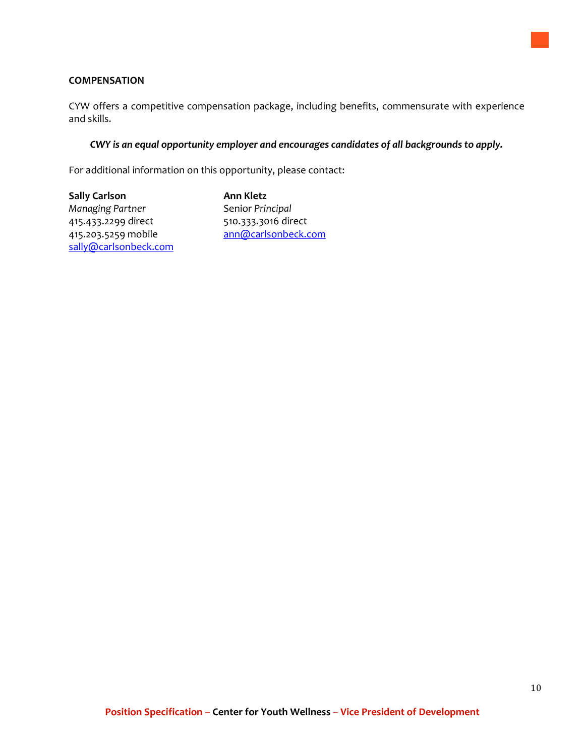**COMPENSATION**

CYW offers a competitive compensation package, including benefits, commensurate with experience and skills.

***CWY is an equal opportunity employer and encourages candidates of all backgrounds to apply.***

For additional information on this opportunity, please contact:

**Sally Carlson**
*Managing Partner*
415.433.2299 direct
415.203.5259 mobile
sally@carlsonbeck.com

**Ann Kletz**
Senior *Principal*
510.333.3016 direct
ann@carlsonbeck.com